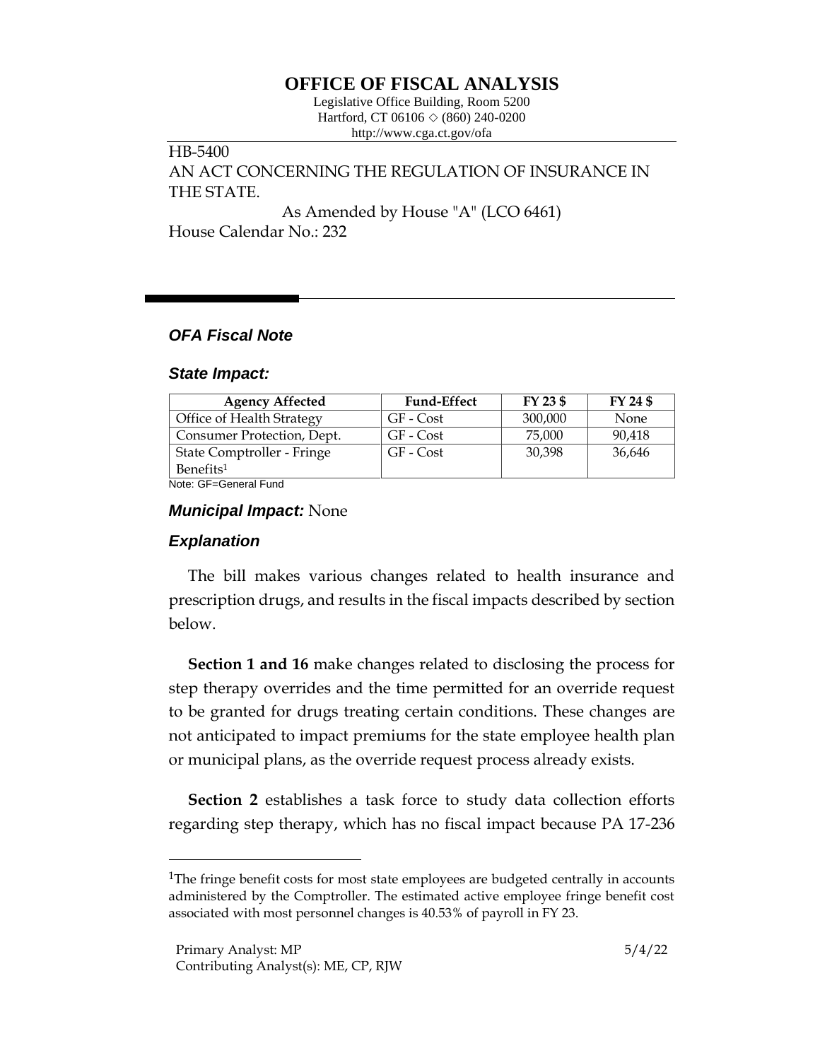# OFFICE OF FISCAL ANALYSIS

Legislative Office Building, Room 5200
Hartford, CT 06106 ◇ (860) 240-0200
http://www.cga.ct.gov/ofa

HB-5400
AN ACT CONCERNING THE REGULATION OF INSURANCE IN THE STATE.
As Amended by House "A" (LCO 6461)
House Calendar No.: 232

## *OFA Fiscal Note*

### *State Impact:*

| Agency Affected | Fund-Effect | FY 23 $ | FY 24 $ |
|---|---|---|---|
| Office of Health Strategy | GF - Cost | 300,000 | None |
| Consumer Protection, Dept. | GF - Cost | 75,000 | 90,418 |
| State Comptroller - Fringe Benefits[1] | GF - Cost | 30,398 | 36,646 |

Note: GF=General Fund

### *Municipal Impact:* None

### *Explanation*

The bill makes various changes related to health insurance and prescription drugs, and results in the fiscal impacts described by section below.

**Section 1 and 16** make changes related to disclosing the process for step therapy overrides and the time permitted for an override request to be granted for drugs treating certain conditions. These changes are not anticipated to impact premiums for the state employee health plan or municipal plans, as the override request process already exists.

**Section 2** establishes a task force to study data collection efforts regarding step therapy, which has no fiscal impact because PA 17-236

[1]The fringe benefit costs for most state employees are budgeted centrally in accounts administered by the Comptroller. The estimated active employee fringe benefit cost associated with most personnel changes is 40.53% of payroll in FY 23.

Primary Analyst: MP
Contributing Analyst(s): ME, CP, RJW

5/4/22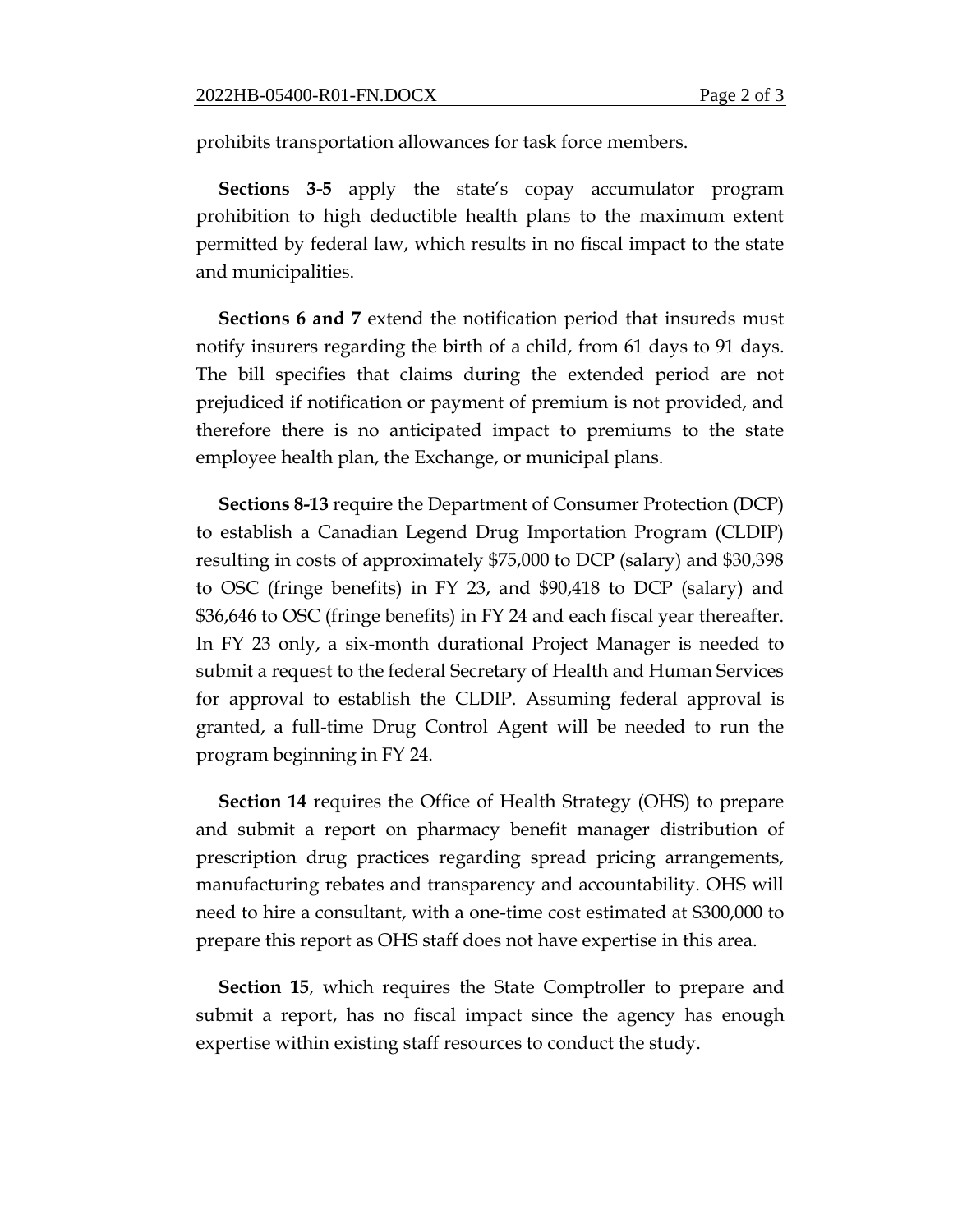prohibits transportation allowances for task force members.

**Sections 3-5** apply the state's copay accumulator program prohibition to high deductible health plans to the maximum extent permitted by federal law, which results in no fiscal impact to the state and municipalities.

**Sections 6 and 7** extend the notification period that insureds must notify insurers regarding the birth of a child, from 61 days to 91 days. The bill specifies that claims during the extended period are not prejudiced if notification or payment of premium is not provided, and therefore there is no anticipated impact to premiums to the state employee health plan, the Exchange, or municipal plans.

**Sections 8-13** require the Department of Consumer Protection (DCP) to establish a Canadian Legend Drug Importation Program (CLDIP) resulting in costs of approximately $75,000 to DCP (salary) and $30,398 to OSC (fringe benefits) in FY 23, and $90,418 to DCP (salary) and $36,646 to OSC (fringe benefits) in FY 24 and each fiscal year thereafter. In FY 23 only, a six-month durational Project Manager is needed to submit a request to the federal Secretary of Health and Human Services for approval to establish the CLDIP. Assuming federal approval is granted, a full-time Drug Control Agent will be needed to run the program beginning in FY 24.

**Section 14** requires the Office of Health Strategy (OHS) to prepare and submit a report on pharmacy benefit manager distribution of prescription drug practices regarding spread pricing arrangements, manufacturing rebates and transparency and accountability. OHS will need to hire a consultant, with a one-time cost estimated at $300,000 to prepare this report as OHS staff does not have expertise in this area.

**Section 15**, which requires the State Comptroller to prepare and submit a report, has no fiscal impact since the agency has enough expertise within existing staff resources to conduct the study.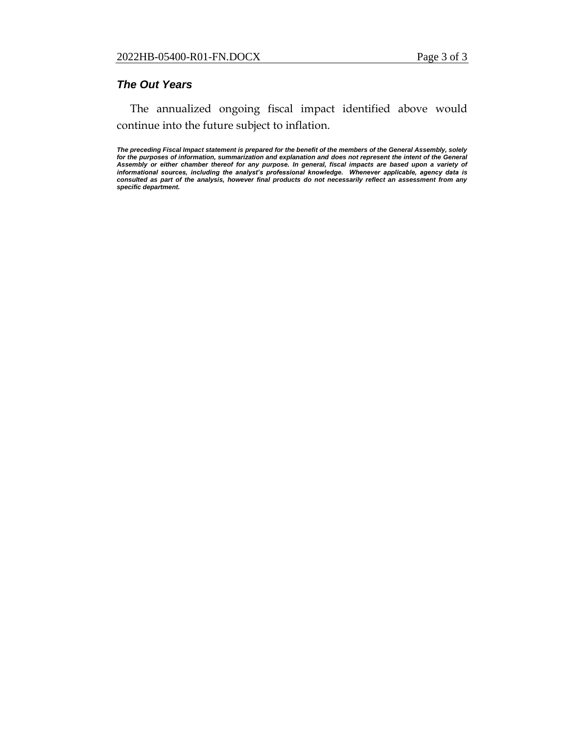### *The Out Years*

The annualized ongoing fiscal impact identified above would continue into the future subject to inflation.

***The preceding Fiscal Impact statement is prepared for the benefit of the members of the General Assembly, solely for the purposes of information, summarization and explanation and does not represent the intent of the General Assembly or either chamber thereof for any purpose. In general, fiscal impacts are based upon a variety of informational sources, including the analyst's professional knowledge. Whenever applicable, agency data is consulted as part of the analysis, however final products do not necessarily reflect an assessment from any specific department.***